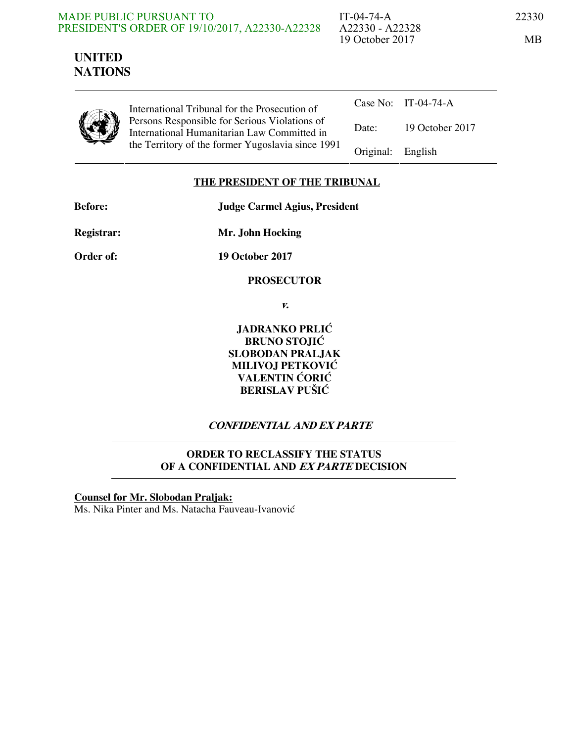MADE PUBLIC PURSUANT TO PRESIDENT'S ORDER OF 19/10/2017, A22330-A22328

IT-04-74-A
A22330 - A22328
19 October 2017

22330

MB

**UNITED NATIONS**

| International Tribunal for the Prosecution of Persons Responsible for Serious Violations of International Humanitarian Law Committed in the Territory of the former Yugoslavia since 1991 | Case No: | IT-04-74-A |
|---|---|---|
| | Date: | 19 October 2017 |
| | Original: | English |

## THE PRESIDENT OF THE TRIBUNAL

**Before:** **Judge Carmel Agius, President**

**Registrar:** **Mr. John Hocking**

**Order of:** **19 October 2017**

**PROSECUTOR**

***v.***

**JADRANKO PRLIĆ**
**BRUNO STOJIĆ**
**SLOBODAN PRALJAK**
**MILIVOJ PETKOVIĆ**
**VALENTIN ĆORIĆ**
**BERISLAV PUŠIĆ**

***CONFIDENTIAL AND EX PARTE***

**ORDER TO RECLASSIFY THE STATUS OF A CONFIDENTIAL AND *EX PARTE* DECISION**

**Counsel for Mr. Slobodan Praljak:**

Ms. Nika Pinter and Ms. Natacha Fauveau-Ivanović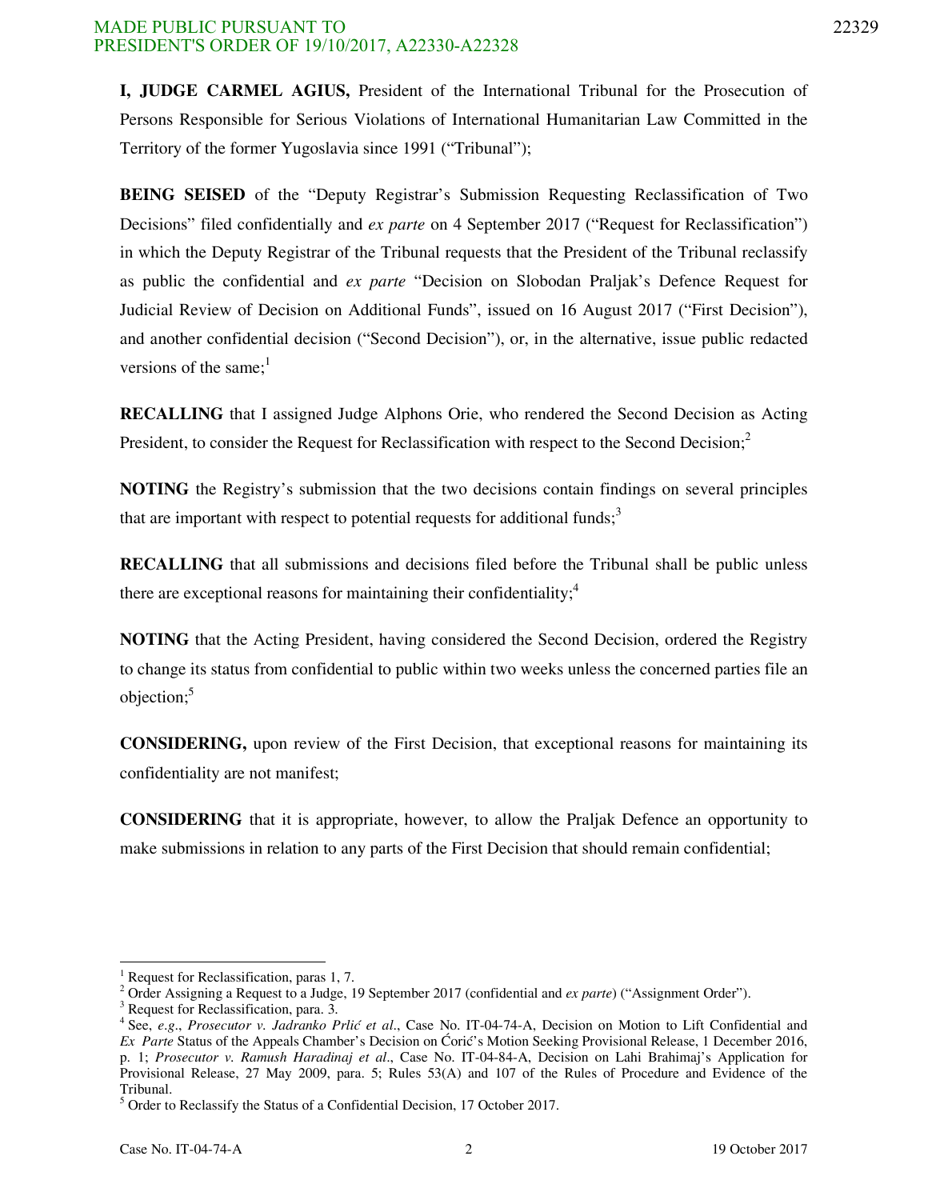**I, JUDGE CARMEL AGIUS,** President of the International Tribunal for the Prosecution of Persons Responsible for Serious Violations of International Humanitarian Law Committed in the Territory of the former Yugoslavia since 1991 ("Tribunal");

**BEING SEISED** of the "Deputy Registrar's Submission Requesting Reclassification of Two Decisions" filed confidentially and *ex parte* on 4 September 2017 ("Request for Reclassification") in which the Deputy Registrar of the Tribunal requests that the President of the Tribunal reclassify as public the confidential and *ex parte* "Decision on Slobodan Praljak's Defence Request for Judicial Review of Decision on Additional Funds", issued on 16 August 2017 ("First Decision"), and another confidential decision ("Second Decision"), or, in the alternative, issue public redacted versions of the same;[1]

**RECALLING** that I assigned Judge Alphons Orie, who rendered the Second Decision as Acting President, to consider the Request for Reclassification with respect to the Second Decision;[2]

**NOTING** the Registry's submission that the two decisions contain findings on several principles that are important with respect to potential requests for additional funds;[3]

**RECALLING** that all submissions and decisions filed before the Tribunal shall be public unless there are exceptional reasons for maintaining their confidentiality;[4]

**NOTING** that the Acting President, having considered the Second Decision, ordered the Registry to change its status from confidential to public within two weeks unless the concerned parties file an objection;[5]

**CONSIDERING,** upon review of the First Decision, that exceptional reasons for maintaining its confidentiality are not manifest;

**CONSIDERING** that it is appropriate, however, to allow the Praljak Defence an opportunity to make submissions in relation to any parts of the First Decision that should remain confidential;

---

[1] Request for Reclassification, paras 1, 7.

[2] Order Assigning a Request to a Judge, 19 September 2017 (confidential and *ex parte*) ("Assignment Order").

[3] Request for Reclassification, para. 3.

[4] See, *e.g*., *Prosecutor v. Jadranko Prlić et al*., Case No. IT-04-74-A, Decision on Motion to Lift Confidential and *Ex Parte* Status of the Appeals Chamber's Decision on Ćorić's Motion Seeking Provisional Release, 1 December 2016, p. 1; *Prosecutor v. Ramush Haradinaj et al*., Case No. IT-04-84-A, Decision on Lahi Brahimaj's Application for Provisional Release, 27 May 2009, para. 5; Rules 53(A) and 107 of the Rules of Procedure and Evidence of the Tribunal.

[5] Order to Reclassify the Status of a Confidential Decision, 17 October 2017.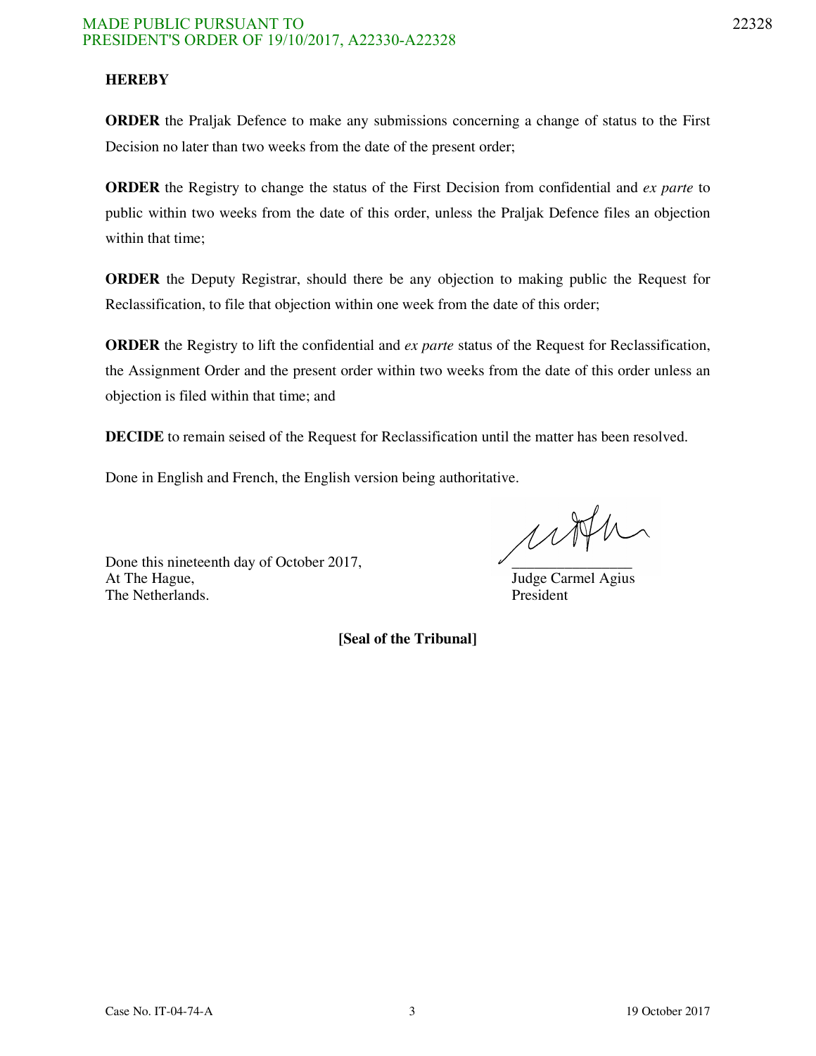**HEREBY**

**ORDER** the Praljak Defence to make any submissions concerning a change of status to the First Decision no later than two weeks from the date of the present order;

**ORDER** the Registry to change the status of the First Decision from confidential and *ex parte* to public within two weeks from the date of this order, unless the Praljak Defence files an objection within that time;

**ORDER** the Deputy Registrar, should there be any objection to making public the Request for Reclassification, to file that objection within one week from the date of this order;

**ORDER** the Registry to lift the confidential and *ex parte* status of the Request for Reclassification, the Assignment Order and the present order within two weeks from the date of this order unless an objection is filed within that time; and

**DECIDE** to remain seised of the Request for Reclassification until the matter has been resolved.

Done in English and French, the English version being authoritative.

Done this nineteenth day of October 2017,
At The Hague,
The Netherlands.

_______________
Judge Carmel Agius
President

**[Seal of the Tribunal]**